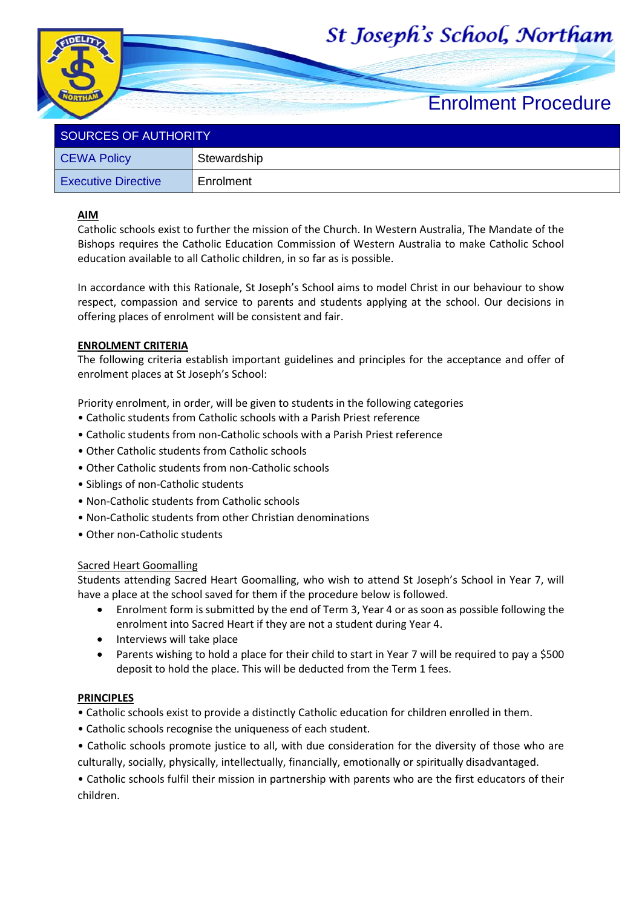# St Joseph's School, Northam

## Enrolment Procedure

| SOURCES OF AUTHORITY | |
|---|---|
| CEWA Policy | Stewardship |
| Executive Directive | Enrolment |

**AIM**

Catholic schools exist to further the mission of the Church. In Western Australia, The Mandate of the Bishops requires the Catholic Education Commission of Western Australia to make Catholic School education available to all Catholic children, in so far as is possible.

In accordance with this Rationale, St Joseph's School aims to model Christ in our behaviour to show respect, compassion and service to parents and students applying at the school. Our decisions in offering places of enrolment will be consistent and fair.

**ENROLMENT CRITERIA**

The following criteria establish important guidelines and principles for the acceptance and offer of enrolment places at St Joseph's School:

Priority enrolment, in order, will be given to students in the following categories

- Catholic students from Catholic schools with a Parish Priest reference
- Catholic students from non-Catholic schools with a Parish Priest reference
- Other Catholic students from Catholic schools
- Other Catholic students from non-Catholic schools
- Siblings of non-Catholic students
- Non-Catholic students from Catholic schools
- Non-Catholic students from other Christian denominations
- Other non-Catholic students

Sacred Heart Goomalling

Students attending Sacred Heart Goomalling, who wish to attend St Joseph's School in Year 7, will have a place at the school saved for them if the procedure below is followed.

- Enrolment form is submitted by the end of Term 3, Year 4 or as soon as possible following the enrolment into Sacred Heart if they are not a student during Year 4.
- Interviews will take place
- Parents wishing to hold a place for their child to start in Year 7 will be required to pay a $500 deposit to hold the place. This will be deducted from the Term 1 fees.

**PRINCIPLES**

- Catholic schools exist to provide a distinctly Catholic education for children enrolled in them.
- Catholic schools recognise the uniqueness of each student.
- Catholic schools promote justice to all, with due consideration for the diversity of those who are culturally, socially, physically, intellectually, financially, emotionally or spiritually disadvantaged.
- Catholic schools fulfil their mission in partnership with parents who are the first educators of their children.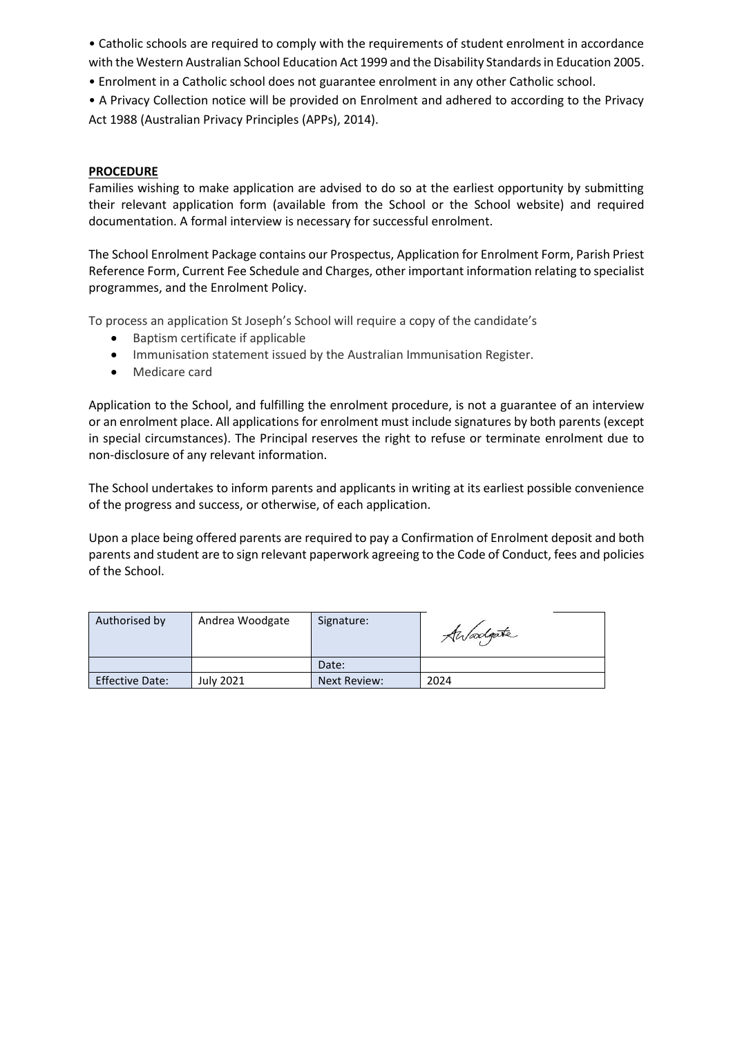• Catholic schools are required to comply with the requirements of student enrolment in accordance with the Western Australian School Education Act 1999 and the Disability Standards in Education 2005.

• Enrolment in a Catholic school does not guarantee enrolment in any other Catholic school.

• A Privacy Collection notice will be provided on Enrolment and adhered to according to the Privacy Act 1988 (Australian Privacy Principles (APPs), 2014).

**PROCEDURE**

Families wishing to make application are advised to do so at the earliest opportunity by submitting their relevant application form (available from the School or the School website) and required documentation. A formal interview is necessary for successful enrolment.

The School Enrolment Package contains our Prospectus, Application for Enrolment Form, Parish Priest Reference Form, Current Fee Schedule and Charges, other important information relating to specialist programmes, and the Enrolment Policy.

To process an application St Joseph's School will require a copy of the candidate's

- Baptism certificate if applicable
- Immunisation statement issued by the Australian Immunisation Register.
- Medicare card

Application to the School, and fulfilling the enrolment procedure, is not a guarantee of an interview or an enrolment place. All applications for enrolment must include signatures by both parents (except in special circumstances). The Principal reserves the right to refuse or terminate enrolment due to non-disclosure of any relevant information.

The School undertakes to inform parents and applicants in writing at its earliest possible convenience of the progress and success, or otherwise, of each application.

Upon a place being offered parents are required to pay a Confirmation of Enrolment deposit and both parents and student are to sign relevant paperwork agreeing to the Code of Conduct, fees and policies of the School.

| | | | |
|---|---|---|---|
| Authorised by | Andrea Woodgate | Signature: | A Woodgate |
| | | Date: | |
| Effective Date: | July 2021 | Next Review: | 2024 |